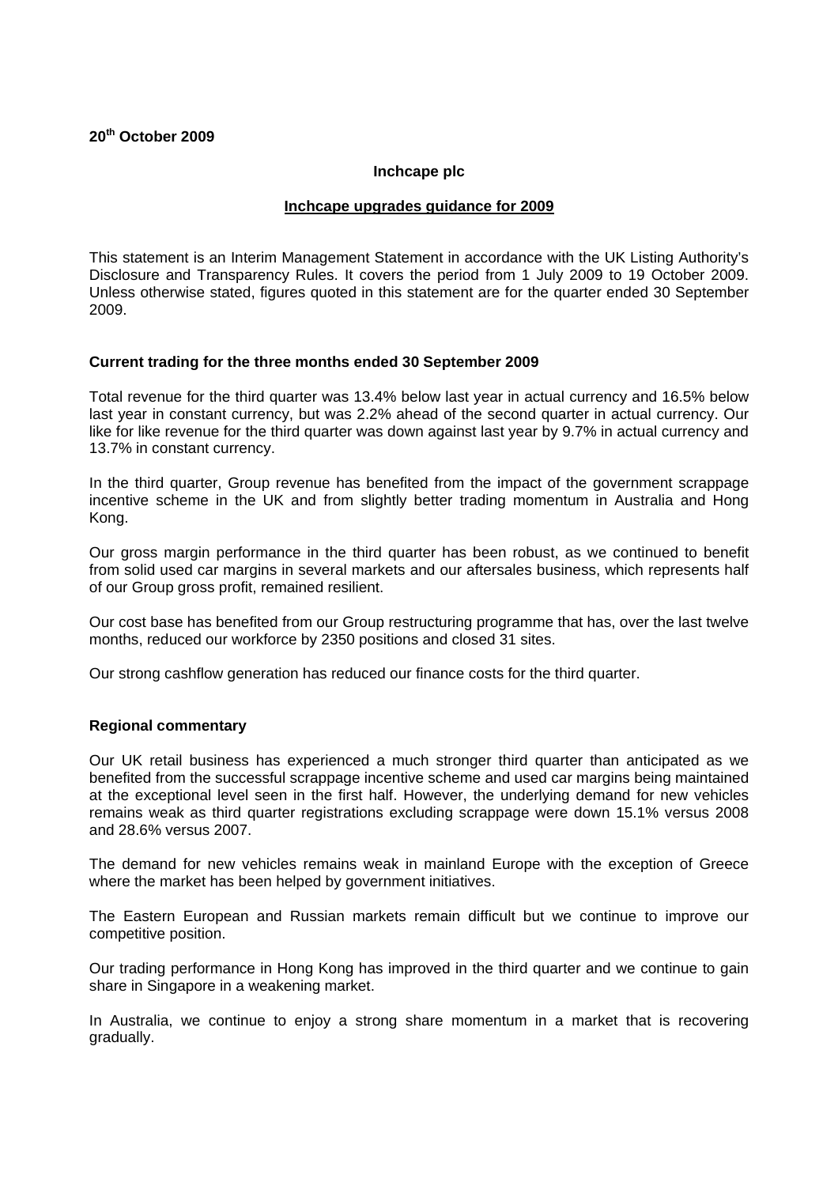**20th October 2009**

**Inchcape plc**

**Inchcape upgrades guidance for 2009**

This statement is an Interim Management Statement in accordance with the UK Listing Authority's Disclosure and Transparency Rules. It covers the period from 1 July 2009 to 19 October 2009. Unless otherwise stated, figures quoted in this statement are for the quarter ended 30 September 2009.

**Current trading for the three months ended 30 September 2009**

Total revenue for the third quarter was 13.4% below last year in actual currency and 16.5% below last year in constant currency, but was 2.2% ahead of the second quarter in actual currency. Our like for like revenue for the third quarter was down against last year by 9.7% in actual currency and 13.7% in constant currency.

In the third quarter, Group revenue has benefited from the impact of the government scrappage incentive scheme in the UK and from slightly better trading momentum in Australia and Hong Kong.

Our gross margin performance in the third quarter has been robust, as we continued to benefit from solid used car margins in several markets and our aftersales business, which represents half of our Group gross profit, remained resilient.

Our cost base has benefited from our Group restructuring programme that has, over the last twelve months, reduced our workforce by 2350 positions and closed 31 sites.

Our strong cashflow generation has reduced our finance costs for the third quarter.

**Regional commentary**

Our UK retail business has experienced a much stronger third quarter than anticipated as we benefited from the successful scrappage incentive scheme and used car margins being maintained at the exceptional level seen in the first half. However, the underlying demand for new vehicles remains weak as third quarter registrations excluding scrappage were down 15.1% versus 2008 and 28.6% versus 2007.

The demand for new vehicles remains weak in mainland Europe with the exception of Greece where the market has been helped by government initiatives.

The Eastern European and Russian markets remain difficult but we continue to improve our competitive position.

Our trading performance in Hong Kong has improved in the third quarter and we continue to gain share in Singapore in a weakening market.

In Australia, we continue to enjoy a strong share momentum in a market that is recovering gradually.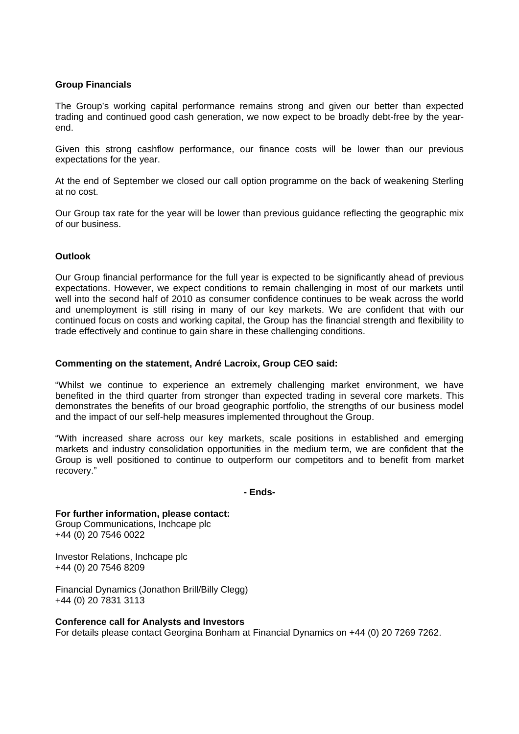**Group Financials**

The Group's working capital performance remains strong and given our better than expected trading and continued good cash generation, we now expect to be broadly debt-free by the year-end.

Given this strong cashflow performance, our finance costs will be lower than our previous expectations for the year.

At the end of September we closed our call option programme on the back of weakening Sterling at no cost.

Our Group tax rate for the year will be lower than previous guidance reflecting the geographic mix of our business.

**Outlook**

Our Group financial performance for the full year is expected to be significantly ahead of previous expectations. However, we expect conditions to remain challenging in most of our markets until well into the second half of 2010 as consumer confidence continues to be weak across the world and unemployment is still rising in many of our key markets. We are confident that with our continued focus on costs and working capital, the Group has the financial strength and flexibility to trade effectively and continue to gain share in these challenging conditions.

**Commenting on the statement, André Lacroix, Group CEO said:**

"Whilst we continue to experience an extremely challenging market environment, we have benefited in the third quarter from stronger than expected trading in several core markets. This demonstrates the benefits of our broad geographic portfolio, the strengths of our business model and the impact of our self-help measures implemented throughout the Group.

"With increased share across our key markets, scale positions in established and emerging markets and industry consolidation opportunities in the medium term, we are confident that the Group is well positioned to continue to outperform our competitors and to benefit from market recovery."

**- Ends-**

**For further information, please contact:**
Group Communications, Inchcape plc
+44 (0) 20 7546 0022

Investor Relations, Inchcape plc
+44 (0) 20 7546 8209

Financial Dynamics (Jonathon Brill/Billy Clegg)
+44 (0) 20 7831 3113

**Conference call for Analysts and Investors**
For details please contact Georgina Bonham at Financial Dynamics on +44 (0) 20 7269 7262.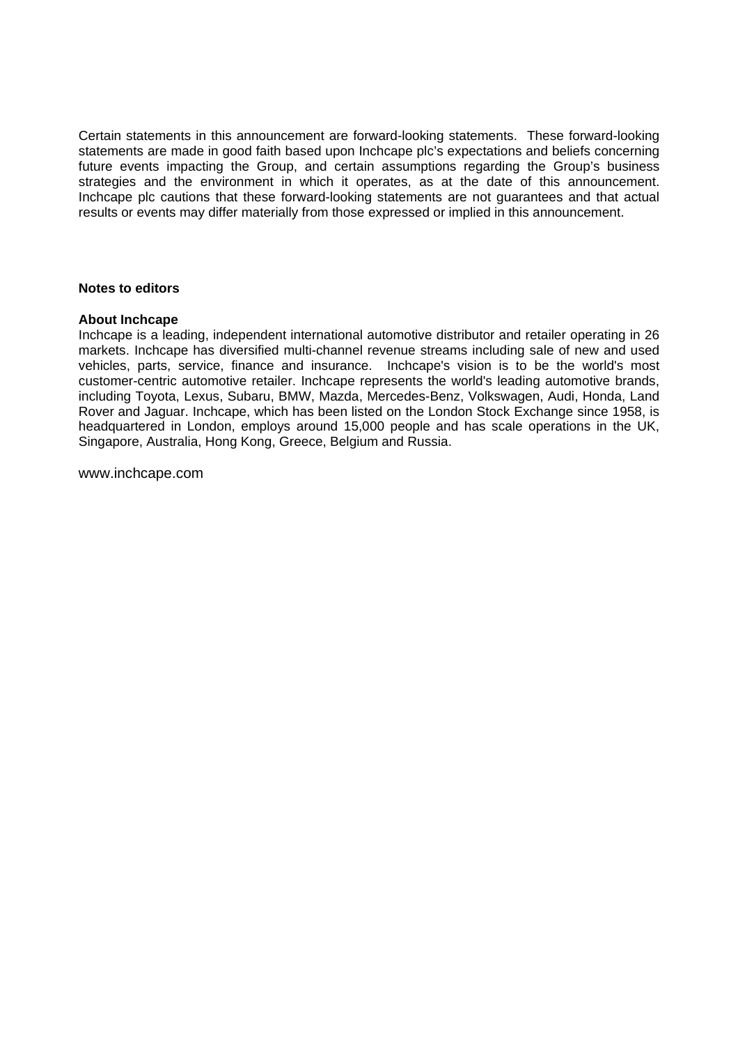Certain statements in this announcement are forward-looking statements. These forward-looking statements are made in good faith based upon Inchcape plc's expectations and beliefs concerning future events impacting the Group, and certain assumptions regarding the Group's business strategies and the environment in which it operates, as at the date of this announcement. Inchcape plc cautions that these forward-looking statements are not guarantees and that actual results or events may differ materially from those expressed or implied in this announcement.

**Notes to editors**

**About Inchcape**

Inchcape is a leading, independent international automotive distributor and retailer operating in 26 markets. Inchcape has diversified multi-channel revenue streams including sale of new and used vehicles, parts, service, finance and insurance. Inchcape's vision is to be the world's most customer-centric automotive retailer. Inchcape represents the world's leading automotive brands, including Toyota, Lexus, Subaru, BMW, Mazda, Mercedes-Benz, Volkswagen, Audi, Honda, Land Rover and Jaguar. Inchcape, which has been listed on the London Stock Exchange since 1958, is headquartered in London, employs around 15,000 people and has scale operations in the UK, Singapore, Australia, Hong Kong, Greece, Belgium and Russia.

www.inchcape.com